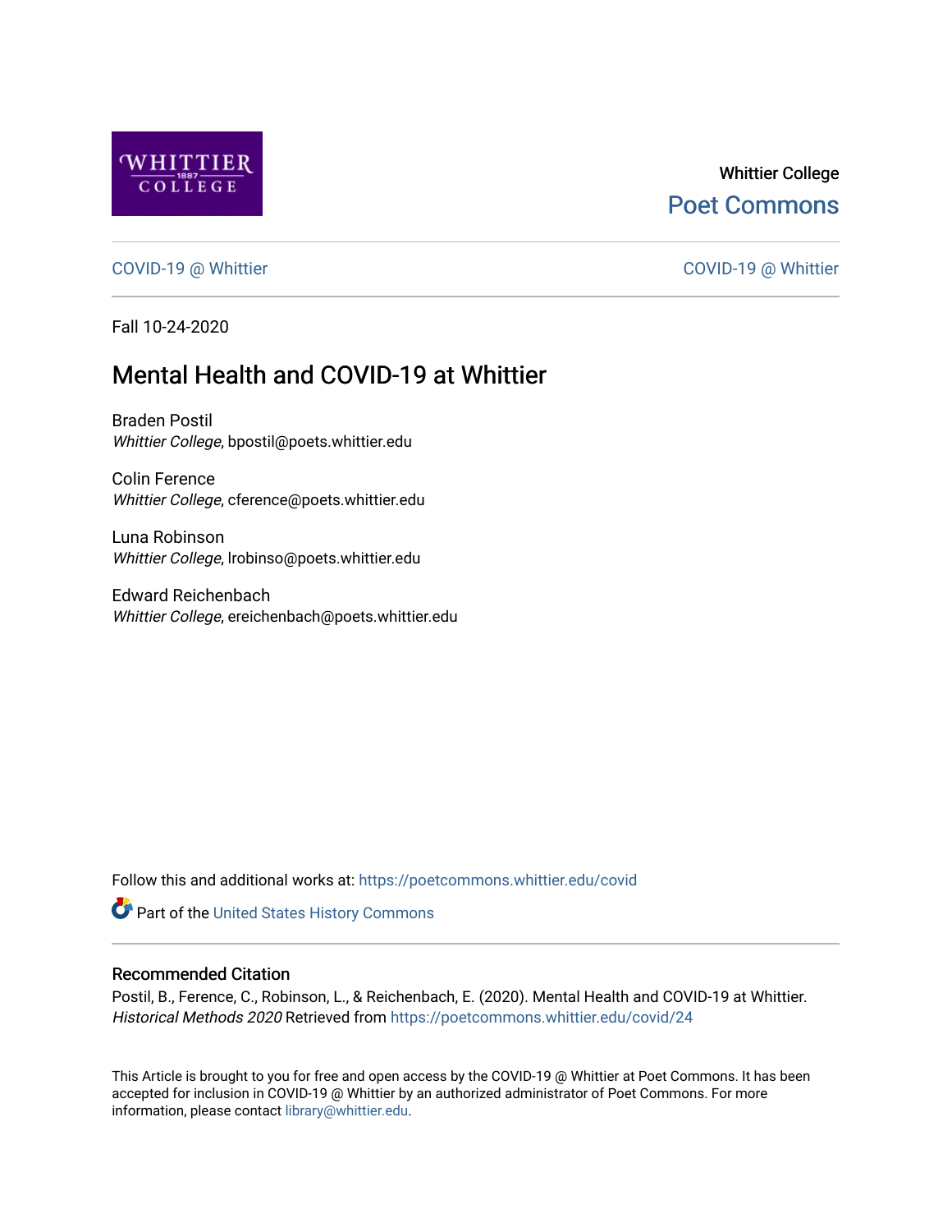Whittier College
Poet Commons

COVID-19 @ Whittier | COVID-19 @ Whittier

Fall 10-24-2020

# Mental Health and COVID-19 at Whittier

Braden Postil
*Whittier College*, bpostil@poets.whittier.edu

Colin Ference
*Whittier College*, cference@poets.whittier.edu

Luna Robinson
*Whittier College*, lrobinso@poets.whittier.edu

Edward Reichenbach
*Whittier College*, ereichenbach@poets.whittier.edu

Follow this and additional works at: https://poetcommons.whittier.edu/covid

Part of the United States History Commons

## Recommended Citation

Postil, B., Ference, C., Robinson, L., & Reichenbach, E. (2020). Mental Health and COVID-19 at Whittier. *Historical Methods 2020* Retrieved from https://poetcommons.whittier.edu/covid/24

This Article is brought to you for free and open access by the COVID-19 @ Whittier at Poet Commons. It has been accepted for inclusion in COVID-19 @ Whittier by an authorized administrator of Poet Commons. For more information, please contact library@whittier.edu.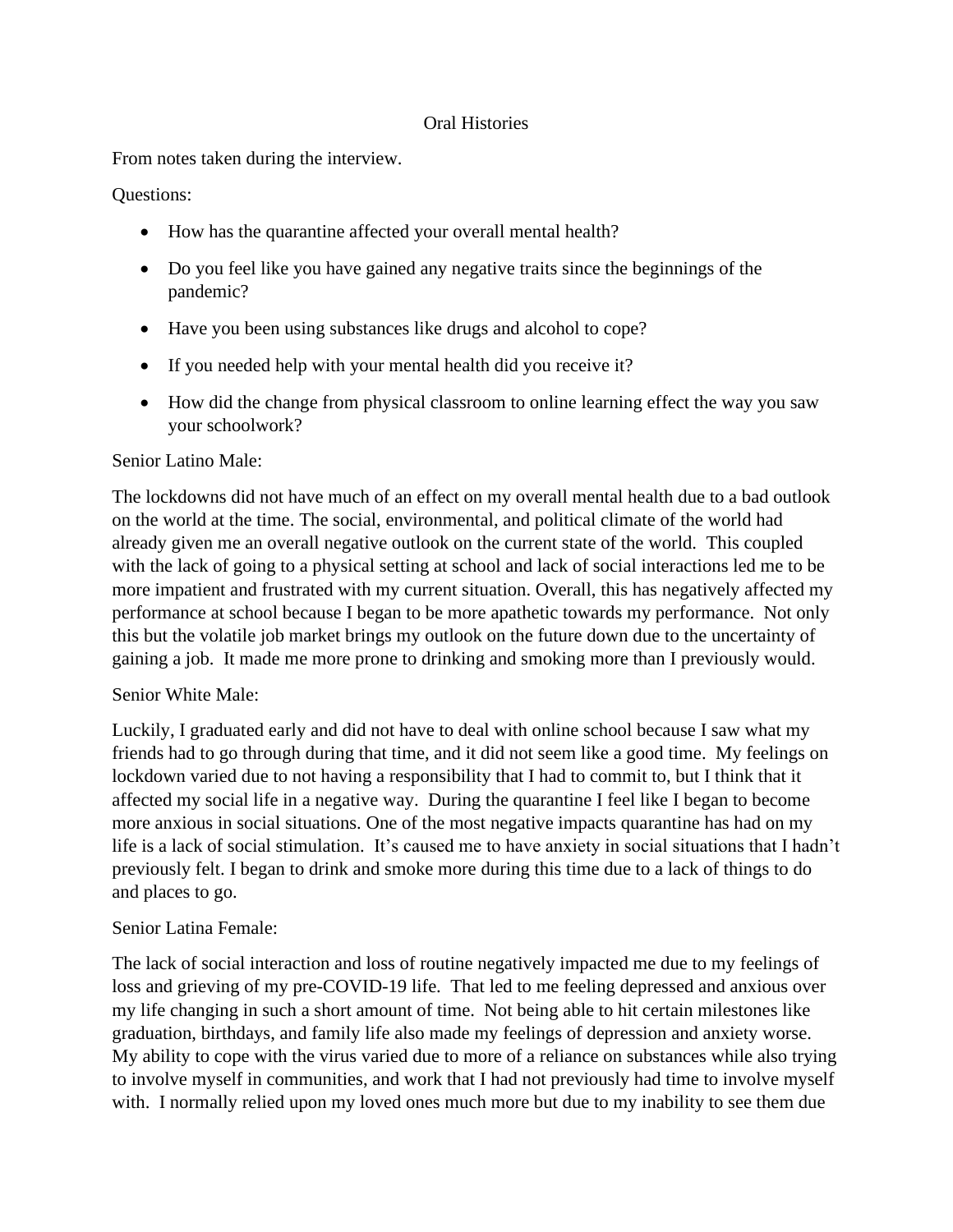Oral Histories

From notes taken during the interview.

Questions:

- How has the quarantine affected your overall mental health?
- Do you feel like you have gained any negative traits since the beginnings of the pandemic?
- Have you been using substances like drugs and alcohol to cope?
- If you needed help with your mental health did you receive it?
- How did the change from physical classroom to online learning effect the way you saw your schoolwork?

Senior Latino Male:

The lockdowns did not have much of an effect on my overall mental health due to a bad outlook on the world at the time. The social, environmental, and political climate of the world had already given me an overall negative outlook on the current state of the world. This coupled with the lack of going to a physical setting at school and lack of social interactions led me to be more impatient and frustrated with my current situation. Overall, this has negatively affected my performance at school because I began to be more apathetic towards my performance. Not only this but the volatile job market brings my outlook on the future down due to the uncertainty of gaining a job. It made me more prone to drinking and smoking more than I previously would.

Senior White Male:

Luckily, I graduated early and did not have to deal with online school because I saw what my friends had to go through during that time, and it did not seem like a good time. My feelings on lockdown varied due to not having a responsibility that I had to commit to, but I think that it affected my social life in a negative way. During the quarantine I feel like I began to become more anxious in social situations. One of the most negative impacts quarantine has had on my life is a lack of social stimulation. It's caused me to have anxiety in social situations that I hadn't previously felt. I began to drink and smoke more during this time due to a lack of things to do and places to go.

Senior Latina Female:

The lack of social interaction and loss of routine negatively impacted me due to my feelings of loss and grieving of my pre-COVID-19 life. That led to me feeling depressed and anxious over my life changing in such a short amount of time. Not being able to hit certain milestones like graduation, birthdays, and family life also made my feelings of depression and anxiety worse. My ability to cope with the virus varied due to more of a reliance on substances while also trying to involve myself in communities, and work that I had not previously had time to involve myself with. I normally relied upon my loved ones much more but due to my inability to see them due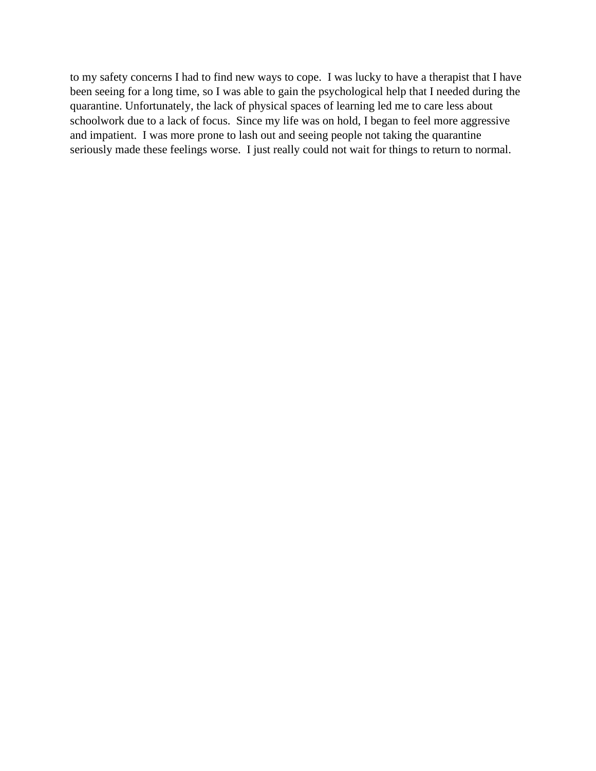to my safety concerns I had to find new ways to cope. I was lucky to have a therapist that I have been seeing for a long time, so I was able to gain the psychological help that I needed during the quarantine. Unfortunately, the lack of physical spaces of learning led me to care less about schoolwork due to a lack of focus. Since my life was on hold, I began to feel more aggressive and impatient. I was more prone to lash out and seeing people not taking the quarantine seriously made these feelings worse. I just really could not wait for things to return to normal.